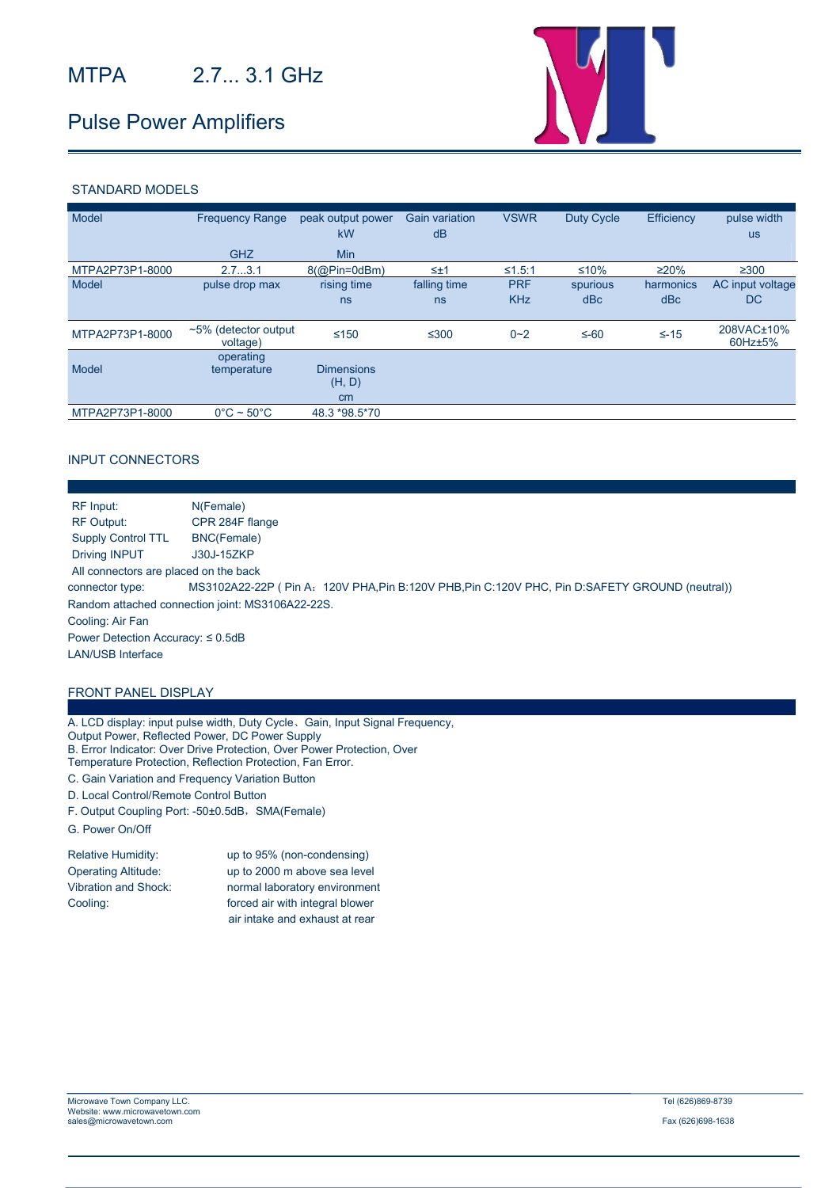# MTPA 2.7... 3.1 GHz

## Pulse Power Amplifiers

### STANDARD MODELS

| Model | Frequency Range | peak output power kW | Gain variation dB | VSWR | Duty Cycle | Efficiency | pulse width us |
|---|---|---|---|---|---|---|---|
| | GHZ | Min | | | | | |
| MTPA2P73P1-8000 | 2.7...3.1 | 8(@Pin=0dBm) | ≤±1 | ≤1.5:1 | ≤10% | ≥20% | ≥300 |
| **Model** | **pulse drop max** | **rising time ns** | **falling time ns** | **PRF KHz** | **spurious dBc** | **harmonics dBc** | **AC input voltage DC** |
| MTPA2P73P1-8000 | ~5% (detector output voltage) | ≤150 | ≤300 | 0~2 | ≤-60 | ≤-15 | 208VAC±10% 60Hz±5% |
| **Model** | **operating temperature** | **Dimensions (H, D) cm** | | | | | |
| MTPA2P73P1-8000 | 0°C ~ 50°C | 48.3 *98.5*70 | | | | | |

### INPUT CONNECTORS

RF Input: N(Female)
RF Output: CPR 284F flange
Supply Control TTL BNC(Female)
Driving INPUT J30J-15ZKP
All connectors are placed on the back
connector type: MS3102A22-22P ( Pin A：120V PHA,Pin B:120V PHB,Pin C:120V PHC, Pin D:SAFETY GROUND (neutral))
Random attached connection joint: MS3106A22-22S.
Cooling: Air Fan
Power Detection Accuracy: ≤ 0.5dB
LAN/USB Interface

### FRONT PANEL DISPLAY

A. LCD display: input pulse width, Duty Cycle、Gain, Input Signal Frequency, Output Power, Reflected Power, DC Power Supply
B. Error Indicator: Over Drive Protection, Over Power Protection, Over Temperature Protection, Reflection Protection, Fan Error.
C. Gain Variation and Frequency Variation Button
D. Local Control/Remote Control Button
F. Output Coupling Port: -50±0.5dB，SMA(Female)
G. Power On/Off

Relative Humidity: up to 95% (non-condensing)
Operating Altitude: up to 2000 m above sea level
Vibration and Shock: normal laboratory environment
Cooling: forced air with integral blower
air intake and exhaust at rear

Microwave Town Company LLC.
Website: www.microwavetown.com
sales@microwavetown.com
Tel (626)869-8739
Fax (626)698-1638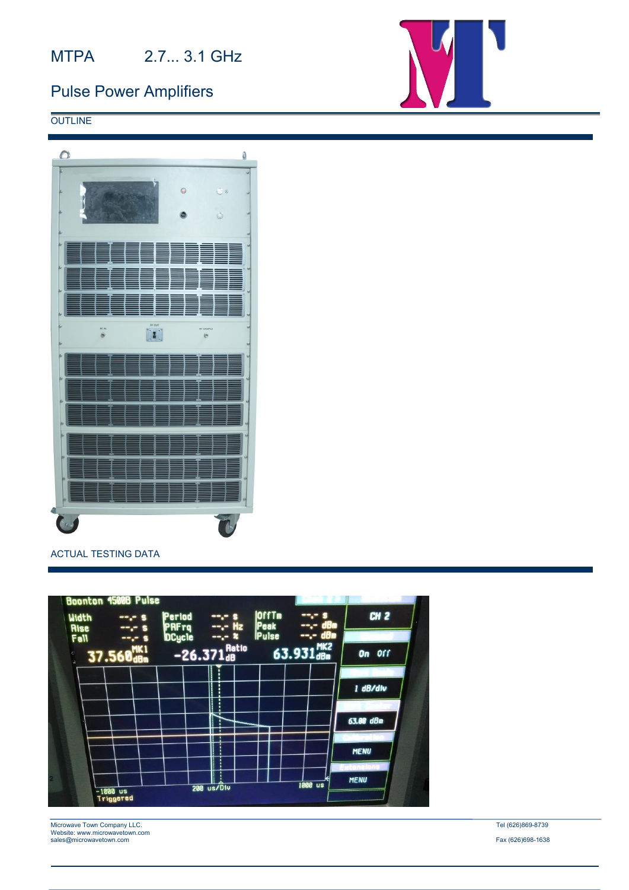MTPA 2.7... 3.1 GHz

Pulse Power Amplifiers

OUTLINE

ACTUAL TESTING DATA

Microwave Town Company LLC.
Website: www.microwavetown.com
sales@microwavetown.com

Tel (626)869-8739

Fax (626)698-1638